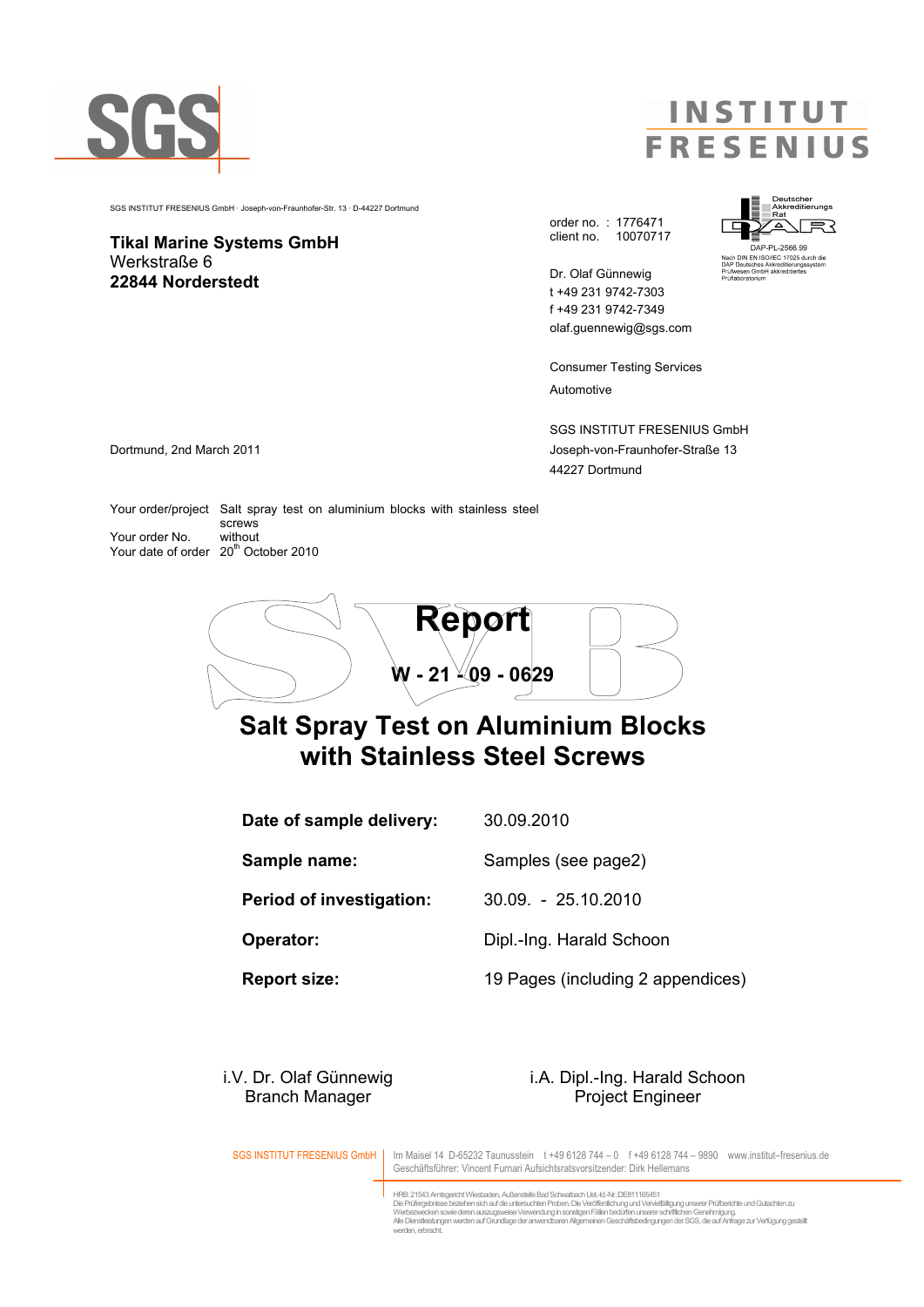SGS

INSTITUT FRESENIUS

SGS INSTITUT FRESENIUS GmbH · Joseph-von-Fraunhofer-Str. 13 · D-44227 Dortmund

**Tikal Marine Systems GmbH**
Werkstraße 6
**22844 Norderstedt**

order no. : 1776471
client no. 10070717

Deutscher Akkreditierungs Rat
DAP-PL-2566.99
Nach DIN EN ISO/IEC 17025 durch die DAP Deutsches Akkreditierungssystem Prüfwesen GmbH akkreditiertes Prüflaboratorium

Dr. Olaf Günnewig
t +49 231 9742-7303
f +49 231 9742-7349
olaf.guennewig@sgs.com

Consumer Testing Services
Automotive

SGS INSTITUT FRESENIUS GmbH
Joseph-von-Fraunhofer-Straße 13
44227 Dortmund

Dortmund, 2nd March 2011

Your order/project: Salt spray test on aluminium blocks with stainless steel screws
Your order No.: without
Your date of order: 20th October 2010

# Report

**W - 21 - 09 - 0629**

# Salt Spray Test on Aluminium Blocks with Stainless Steel Screws

| | |
|---|---|
| **Date of sample delivery:** | 30.09.2010 |
| **Sample name:** | Samples (see page2) |
| **Period of investigation:** | 30.09. - 25.10.2010 |
| **Operator:** | Dipl.-Ing. Harald Schoon |
| **Report size:** | 19 Pages (including 2 appendices) |

i.V. Dr. Olaf Günnewig
Branch Manager

i.A. Dipl.-Ing. Harald Schoon
Project Engineer

SGS INSTITUT FRESENIUS GmbH | Im Maisel 14 D-65232 Taunusstein t +49 6128 744 – 0 f +49 6128 744 – 9890 www.institut-fresenius.de
Geschäftsführer: Vincent Furnari Aufsichtsratsvorsitzender: Dirk Hellemans

HRB: 21543 Amtsgericht Wiesbaden, Außenstelle Bad Schwalbach Ust.-Id.-Nr.:DE811165451
Die Prüfergebnisse beziehen sich auf die untersuchten Proben. Die Veröffentlichung und Vervielfältigung unserer Prüfberichte und Gutachten zu Werbezwecken sowie deren auszugsweise Verwendung in sonstigen Fällen bedürfen unserer schriftlichen Genehmigung.
Alle Dienstleistungen werden auf Grundlage der anwendbaren Allgemeinen Geschäftsbedingungen der SGS, die auf Anfrage zur Verfügung gestellt werden, erbracht.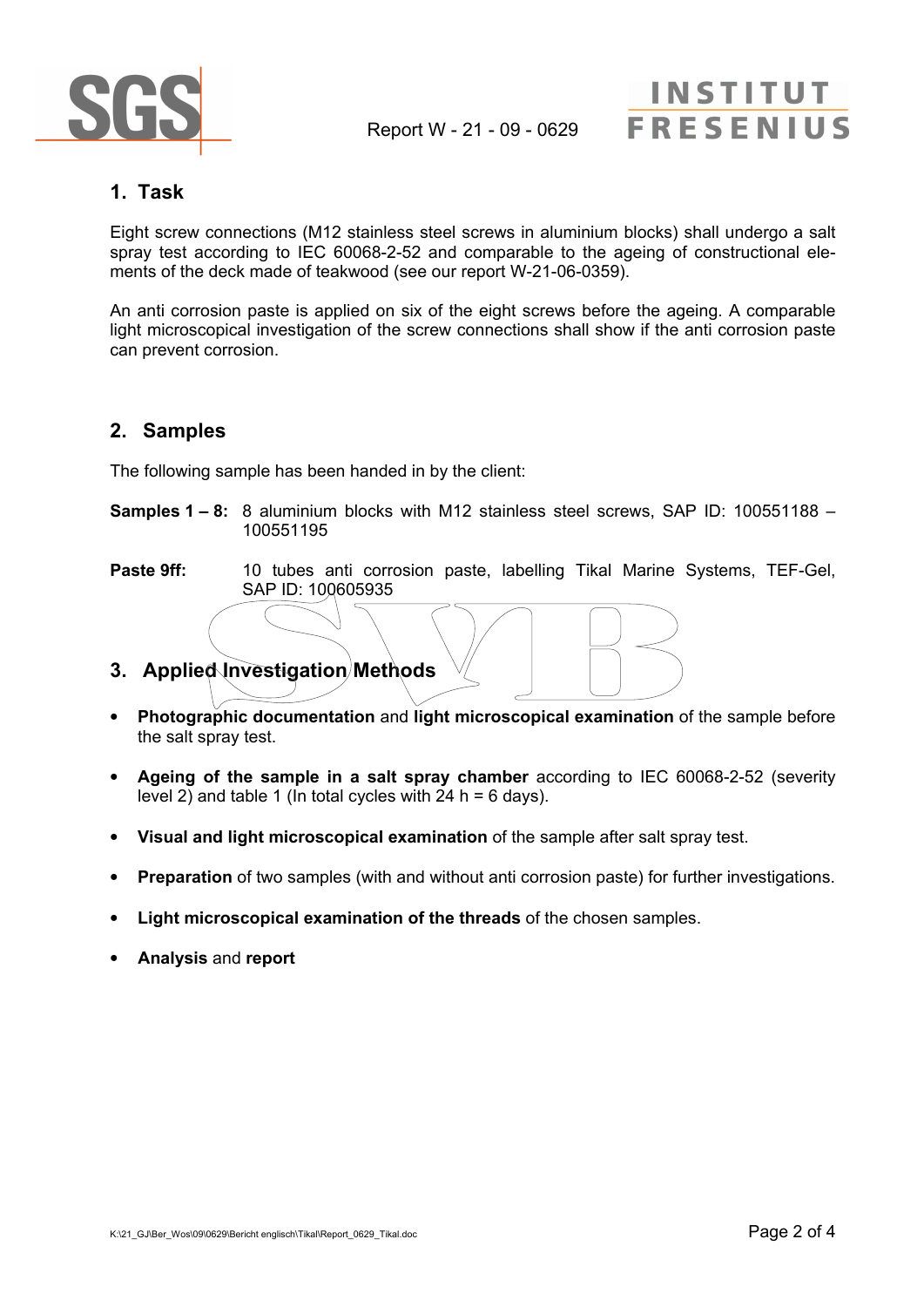## 1. Task

Eight screw connections (M12 stainless steel screws in aluminium blocks) shall undergo a salt spray test according to IEC 60068-2-52 and comparable to the ageing of constructional elements of the deck made of teakwood (see our report W-21-06-0359).

An anti corrosion paste is applied on six of the eight screws before the ageing. A comparable light microscopical investigation of the screw connections shall show if the anti corrosion paste can prevent corrosion.

## 2. Samples

The following sample has been handed in by the client:

**Samples 1 – 8:** 8 aluminium blocks with M12 stainless steel screws, SAP ID: 100551188 – 100551195

**Paste 9ff:** 10 tubes anti corrosion paste, labelling Tikal Marine Systems, TEF-Gel, SAP ID: 100605935

## 3. Applied Investigation Methods

- **Photographic documentation** and **light microscopical examination** of the sample before the salt spray test.
- **Ageing of the sample in a salt spray chamber** according to IEC 60068-2-52 (severity level 2) and table 1 (In total cycles with 24 h = 6 days).
- **Visual and light microscopical examination** of the sample after salt spray test.
- **Preparation** of two samples (with and without anti corrosion paste) for further investigations.
- **Light microscopical examination of the threads** of the chosen samples.
- **Analysis** and **report**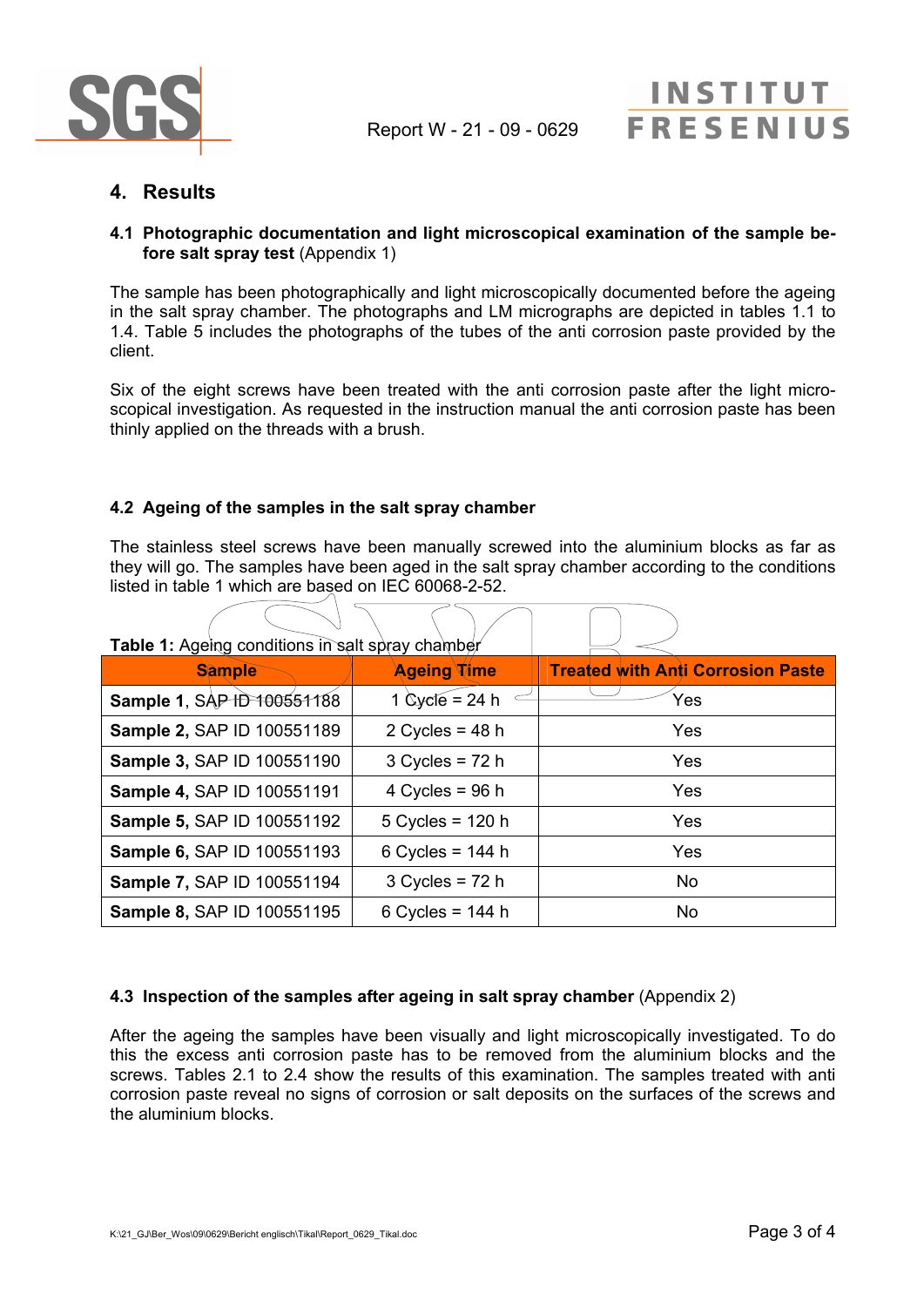## 4. Results

### 4.1 Photographic documentation and light microscopical examination of the sample before salt spray test (Appendix 1)

The sample has been photographically and light microscopically documented before the ageing in the salt spray chamber. The photographs and LM micrographs are depicted in tables 1.1 to 1.4. Table 5 includes the photographs of the tubes of the anti corrosion paste provided by the client.

Six of the eight screws have been treated with the anti corrosion paste after the light microscopical investigation. As requested in the instruction manual the anti corrosion paste has been thinly applied on the threads with a brush.

### 4.2 Ageing of the samples in the salt spray chamber

The stainless steel screws have been manually screwed into the aluminium blocks as far as they will go. The samples have been aged in the salt spray chamber according to the conditions listed in table 1 which are based on IEC 60068-2-52.

**Table 1:** Ageing conditions in salt spray chamber

| Sample | Ageing Time | Treated with Anti Corrosion Paste |
|---|---|---|
| **Sample 1**, SAP ID 100551188 | 1 Cycle = 24 h | Yes |
| **Sample 2,** SAP ID 100551189 | 2 Cycles = 48 h | Yes |
| **Sample 3,** SAP ID 100551190 | 3 Cycles = 72 h | Yes |
| **Sample 4,** SAP ID 100551191 | 4 Cycles = 96 h | Yes |
| **Sample 5,** SAP ID 100551192 | 5 Cycles = 120 h | Yes |
| **Sample 6,** SAP ID 100551193 | 6 Cycles = 144 h | Yes |
| **Sample 7,** SAP ID 100551194 | 3 Cycles = 72 h | No |
| **Sample 8,** SAP ID 100551195 | 6 Cycles = 144 h | No |

### 4.3 Inspection of the samples after ageing in salt spray chamber (Appendix 2)

After the ageing the samples have been visually and light microscopically investigated. To do this the excess anti corrosion paste has to be removed from the aluminium blocks and the screws. Tables 2.1 to 2.4 show the results of this examination. The samples treated with anti corrosion paste reveal no signs of corrosion or salt deposits on the surfaces of the screws and the aluminium blocks.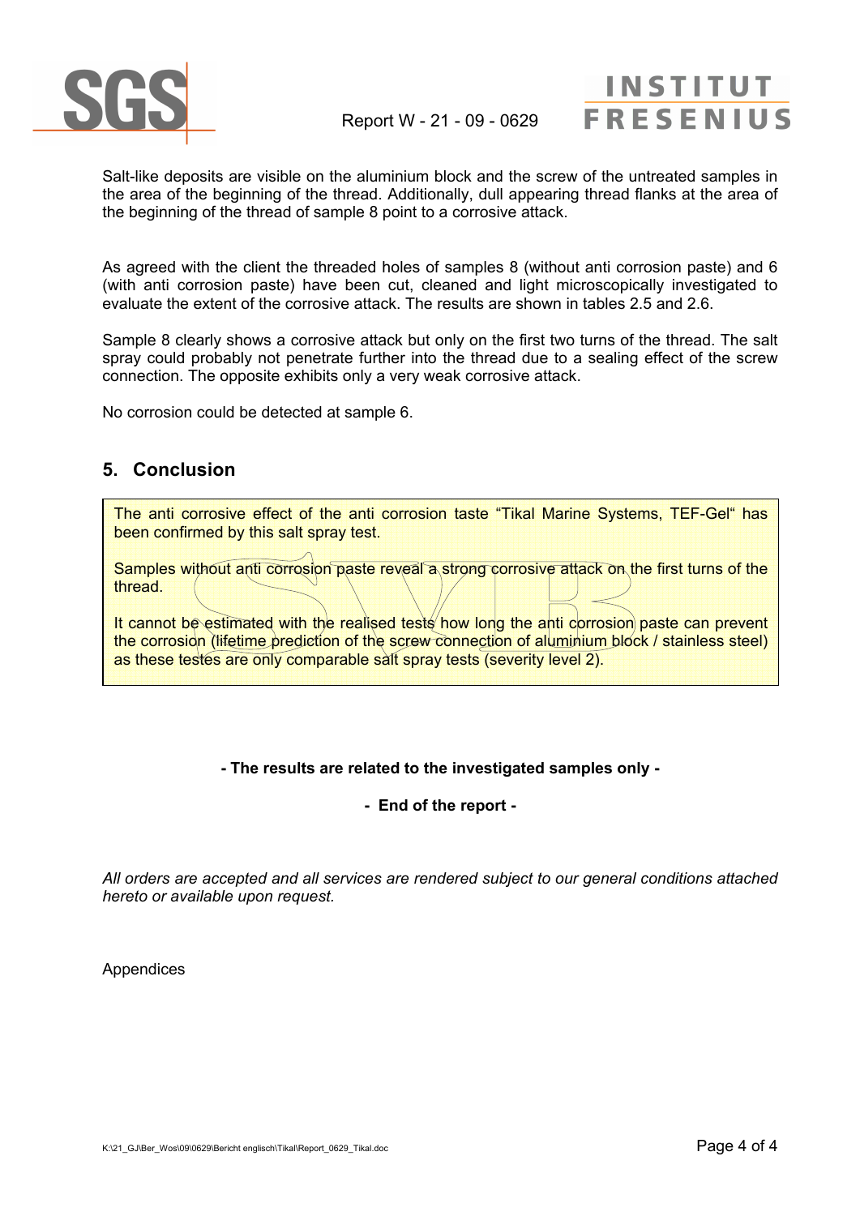Salt-like deposits are visible on the aluminium block and the screw of the untreated samples in the area of the beginning of the thread. Additionally, dull appearing thread flanks at the area of the beginning of the thread of sample 8 point to a corrosive attack.

As agreed with the client the threaded holes of samples 8 (without anti corrosion paste) and 6 (with anti corrosion paste) have been cut, cleaned and light microscopically investigated to evaluate the extent of the corrosive attack. The results are shown in tables 2.5 and 2.6.

Sample 8 clearly shows a corrosive attack but only on the first two turns of the thread. The salt spray could probably not penetrate further into the thread due to a sealing effect of the screw connection. The opposite exhibits only a very weak corrosive attack.

No corrosion could be detected at sample 6.

## 5. Conclusion

The anti corrosive effect of the anti corrosion taste "Tikal Marine Systems, TEF-Gel" has been confirmed by this salt spray test.

Samples without anti corrosion paste reveal a strong corrosive attack on the first turns of the thread.

It cannot be estimated with the realised tests how long the anti corrosion paste can prevent the corrosion (lifetime prediction of the screw connection of aluminium block / stainless steel) as these testes are only comparable salt spray tests (severity level 2).

**- The results are related to the investigated samples only -**

**- End of the report -**

*All orders are accepted and all services are rendered subject to our general conditions attached hereto or available upon request.*

Appendices